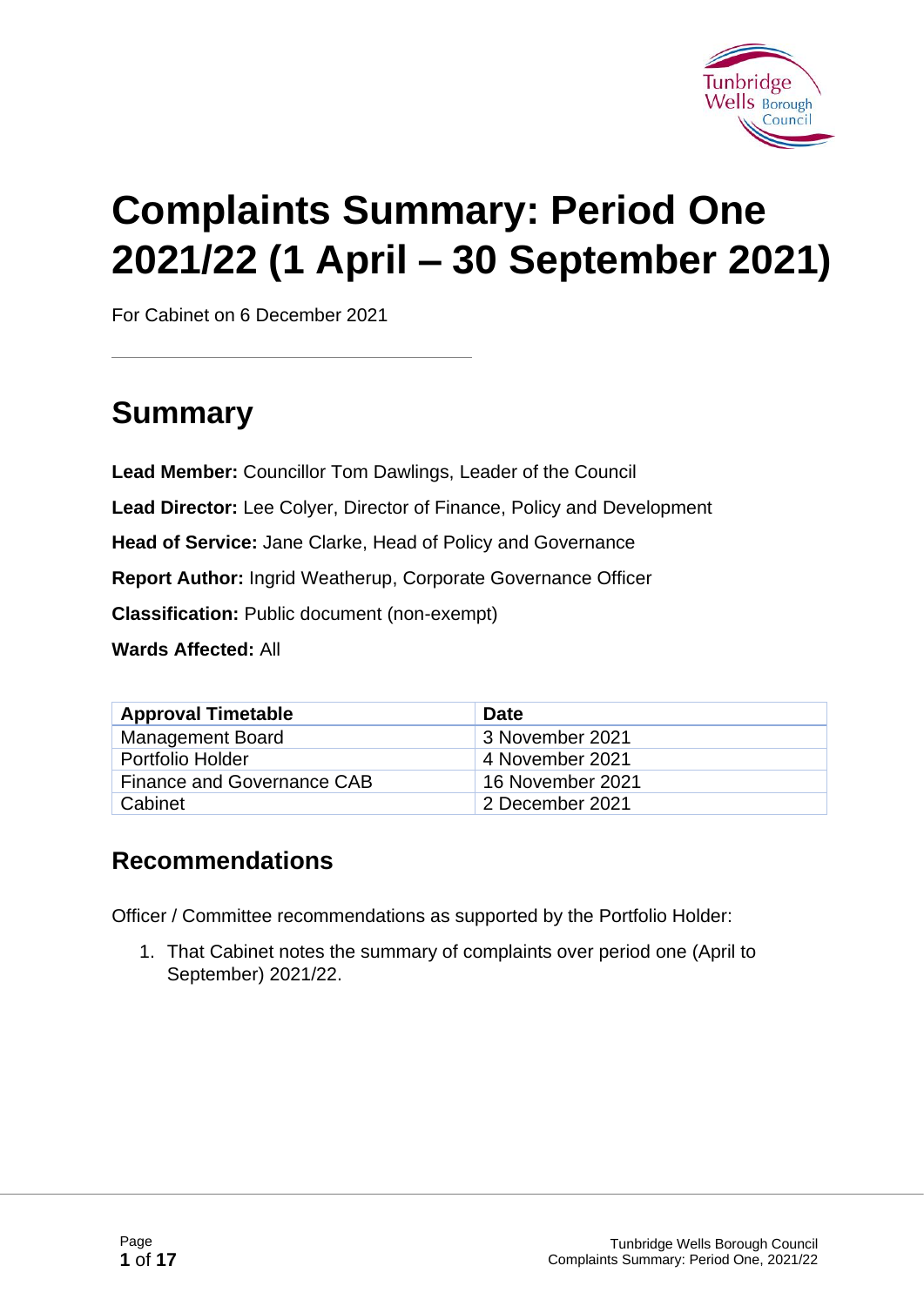# Complaints Summary: Period One 2021/22 (1 April – 30 September 2021)

For Cabinet on 6 December 2021

## Summary

**Lead Member:** Councillor Tom Dawlings, Leader of the Council

**Lead Director:** Lee Colyer, Director of Finance, Policy and Development

**Head of Service:** Jane Clarke, Head of Policy and Governance

**Report Author:** Ingrid Weatherup, Corporate Governance Officer

**Classification:** Public document (non-exempt)

**Wards Affected:** All

| Approval Timetable | Date |
|---|---|
| Management Board | 3 November 2021 |
| Portfolio Holder | 4 November 2021 |
| Finance and Governance CAB | 16 November 2021 |
| Cabinet | 2 December 2021 |

### Recommendations

Officer / Committee recommendations as supported by the Portfolio Holder:

1. That Cabinet notes the summary of complaints over period one (April to September) 2021/22.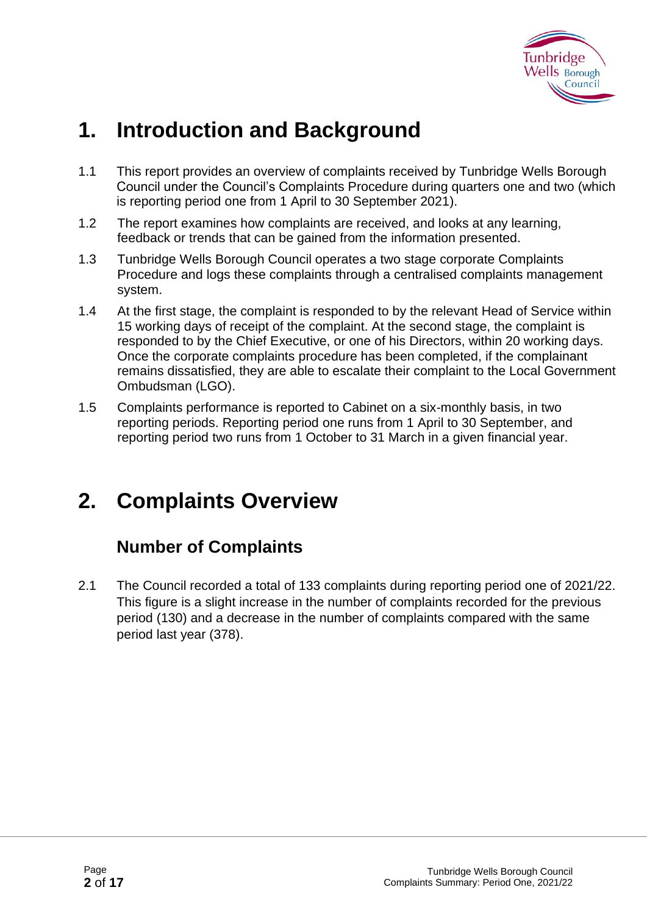# 1. Introduction and Background

1.1 This report provides an overview of complaints received by Tunbridge Wells Borough Council under the Council's Complaints Procedure during quarters one and two (which is reporting period one from 1 April to 30 September 2021).

1.2 The report examines how complaints are received, and looks at any learning, feedback or trends that can be gained from the information presented.

1.3 Tunbridge Wells Borough Council operates a two stage corporate Complaints Procedure and logs these complaints through a centralised complaints management system.

1.4 At the first stage, the complaint is responded to by the relevant Head of Service within 15 working days of receipt of the complaint. At the second stage, the complaint is responded to by the Chief Executive, or one of his Directors, within 20 working days. Once the corporate complaints procedure has been completed, if the complainant remains dissatisfied, they are able to escalate their complaint to the Local Government Ombudsman (LGO).

1.5 Complaints performance is reported to Cabinet on a six-monthly basis, in two reporting periods. Reporting period one runs from 1 April to 30 September, and reporting period two runs from 1 October to 31 March in a given financial year.

# 2. Complaints Overview

## Number of Complaints

2.1 The Council recorded a total of 133 complaints during reporting period one of 2021/22. This figure is a slight increase in the number of complaints recorded for the previous period (130) and a decrease in the number of complaints compared with the same period last year (378).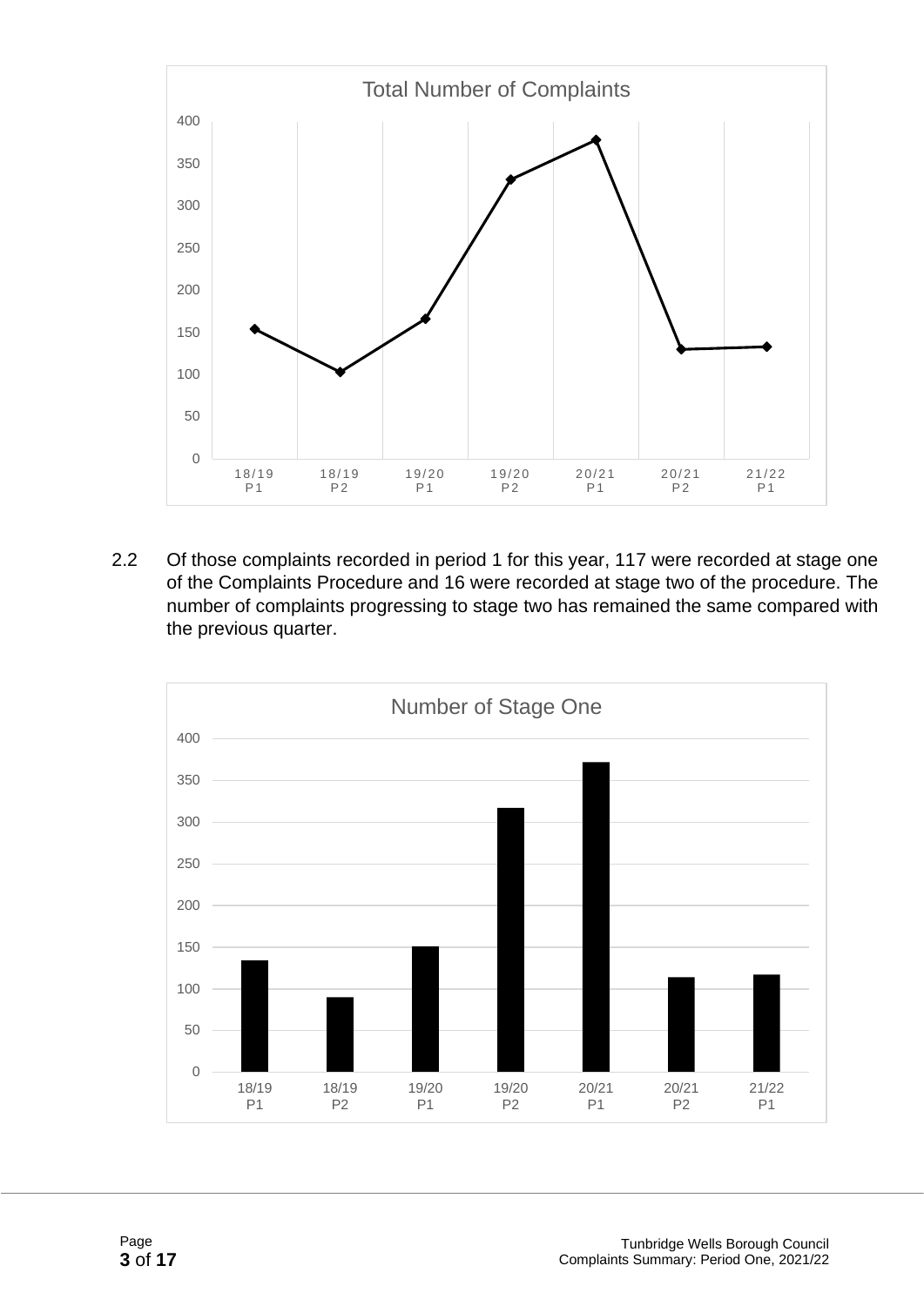Total Number of Complaints

| Period | Total Number of Complaints |
|---|---|
| 18/19 P1 | 154 |
| 18/19 P2 | 103 |
| 19/20 P1 | 166 |
| 19/20 P2 | 331 |
| 20/21 P1 | 378 |
| 20/21 P2 | 130 |
| 21/22 P1 | 133 |

2.2 Of those complaints recorded in period 1 for this year, 117 were recorded at stage one of the Complaints Procedure and 16 were recorded at stage two of the procedure. The number of complaints progressing to stage two has remained the same compared with the previous quarter.

Number of Stage One

| Period | Number of Stage One |
|---|---|
| 18/19 P1 | 134 |
| 18/19 P2 | 90 |
| 19/20 P1 | 151 |
| 19/20 P2 | 317 |
| 20/21 P1 | 372 |
| 20/21 P2 | 114 |
| 21/22 P1 | 117 |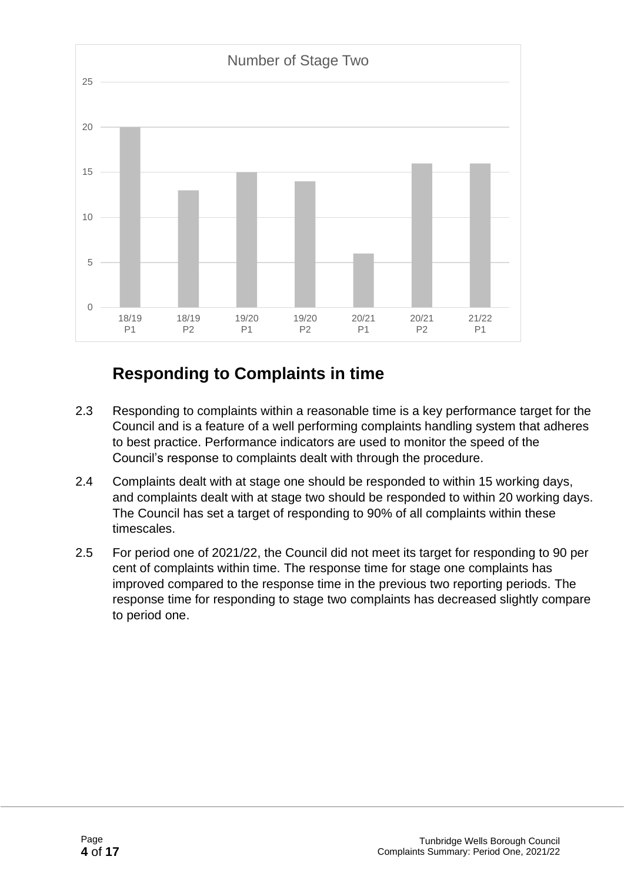**Number of Stage Two**

| Period | Number |
|---|---|
| 18/19 P1 | 20 |
| 18/19 P2 | 13 |
| 19/20 P1 | 15 |
| 19/20 P2 | 14 |
| 20/21 P1 | 6 |
| 20/21 P2 | 16 |
| 21/22 P1 | 16 |

## Responding to Complaints in time

2.3 Responding to complaints within a reasonable time is a key performance target for the Council and is a feature of a well performing complaints handling system that adheres to best practice. Performance indicators are used to monitor the speed of the Council's response to complaints dealt with through the procedure.

2.4 Complaints dealt with at stage one should be responded to within 15 working days, and complaints dealt with at stage two should be responded to within 20 working days. The Council has set a target of responding to 90% of all complaints within these timescales.

2.5 For period one of 2021/22, the Council did not meet its target for responding to 90 per cent of complaints within time. The response time for stage one complaints has improved compared to the response time in the previous two reporting periods. The response time for responding to stage two complaints has decreased slightly compare to period one.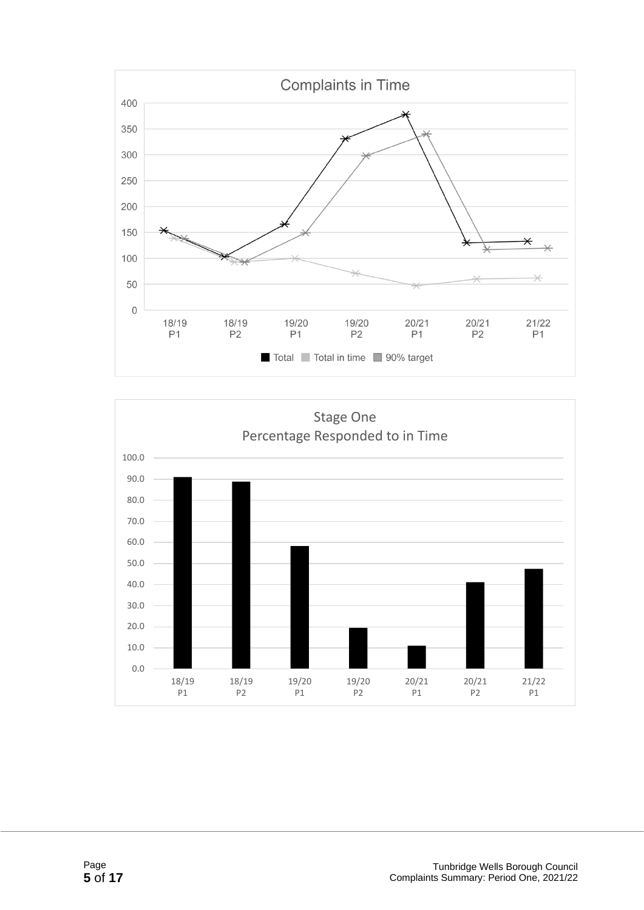Complaints in Time

400
350
300
250
200
150
100
50
0

18/19 P1 | 18/19 P2 | 19/20 P1 | 19/20 P2 | 20/21 P1 | 20/21 P2 | 21/22 P1

■ Total ■ Total in time ■ 90% target

Stage One
Percentage Responded to in Time

100.0
90.0
80.0
70.0
60.0
50.0
40.0
30.0
20.0
10.0
0.0

18/19 P1 | 18/19 P2 | 19/20 P1 | 19/20 P2 | 20/21 P1 | 20/21 P2 | 21/22 P1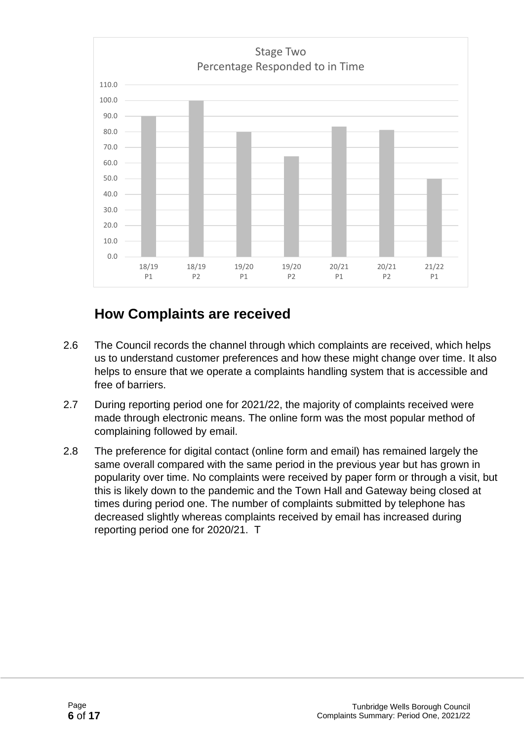Stage Two
Percentage Responded to in Time

| Period | Percentage |
| --- | --- |
| 18/19 P1 | 90.0 |
| 18/19 P2 | 100.0 |
| 19/20 P1 | 80.0 |
| 19/20 P2 | 64.3 |
| 20/21 P1 | 83.3 |
| 20/21 P2 | 81.3 |
| 21/22 P1 | 50.0 |

## How Complaints are received

2.6 The Council records the channel through which complaints are received, which helps us to understand customer preferences and how these might change over time. It also helps to ensure that we operate a complaints handling system that is accessible and free of barriers.

2.7 During reporting period one for 2021/22, the majority of complaints received were made through electronic means. The online form was the most popular method of complaining followed by email.

2.8 The preference for digital contact (online form and email) has remained largely the same overall compared with the same period in the previous year but has grown in popularity over time. No complaints were received by paper form or through a visit, but this is likely down to the pandemic and the Town Hall and Gateway being closed at times during period one. The number of complaints submitted by telephone has decreased slightly whereas complaints received by email has increased during reporting period one for 2020/21. T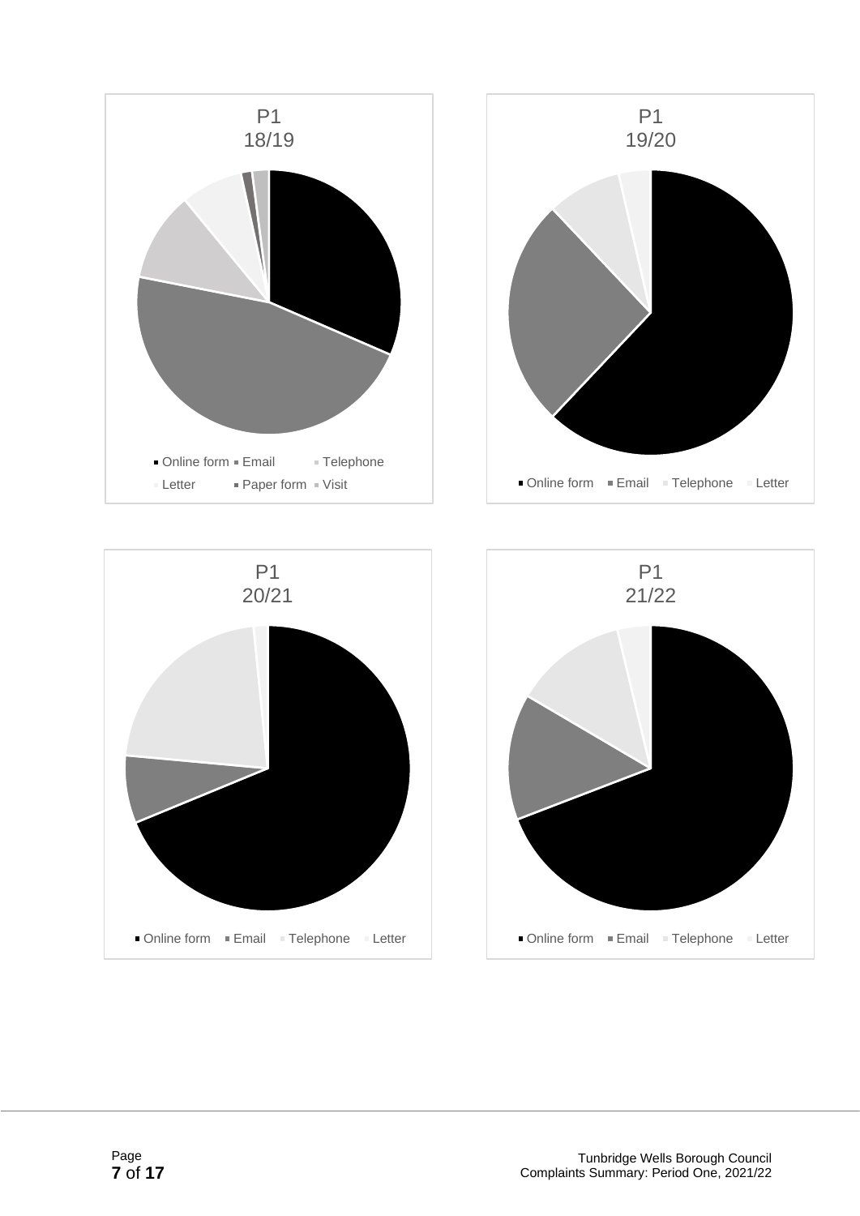P1
18/19

- Online form
- Email
- Telephone
- Letter
- Paper form
- Visit

P1
19/20

- Online form
- Email
- Telephone
- Letter

P1
20/21

- Online form
- Email
- Telephone
- Letter

P1
21/22

- Online form
- Email
- Telephone
- Letter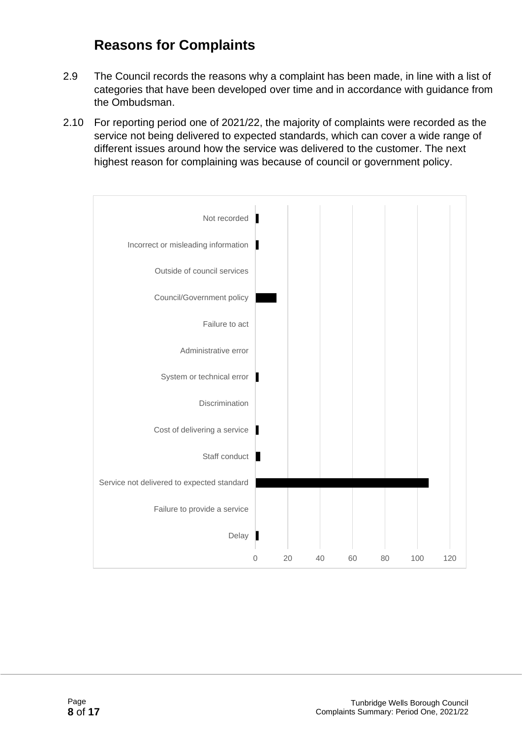## Reasons for Complaints

2.9 The Council records the reasons why a complaint has been made, in line with a list of categories that have been developed over time and in accordance with guidance from the Ombudsman.

2.10 For reporting period one of 2021/22, the majority of complaints were recorded as the service not being delivered to expected standards, which can cover a wide range of different issues around how the service was delivered to the customer. The next highest reason for complaining was because of council or government policy.

Not recorded

Incorrect or misleading information

Outside of council services

Council/Government policy

Failure to act

Administrative error

System or technical error

Discrimination

Cost of delivering a service

Staff conduct

Service not delivered to expected standard

Failure to provide a service

Delay

0 20 40 60 80 100 120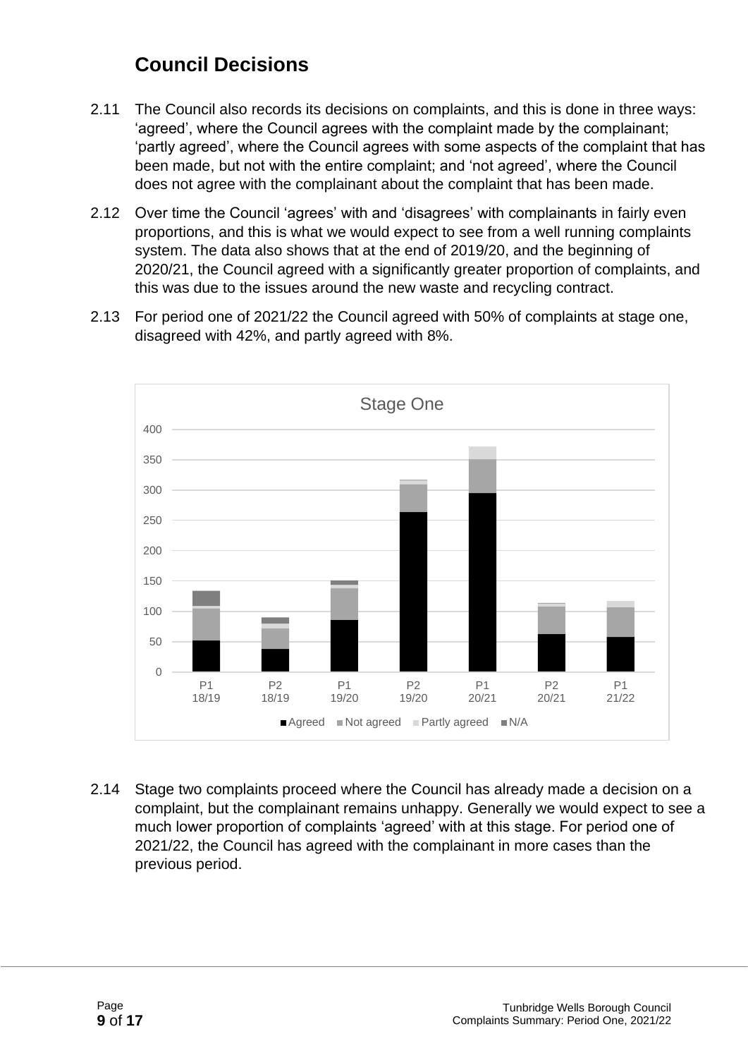## Council Decisions

2.11 The Council also records its decisions on complaints, and this is done in three ways: 'agreed', where the Council agrees with the complaint made by the complainant; 'partly agreed', where the Council agrees with some aspects of the complaint that has been made, but not with the entire complaint; and 'not agreed', where the Council does not agree with the complainant about the complaint that has been made.

2.12 Over time the Council 'agrees' with and 'disagrees' with complainants in fairly even proportions, and this is what we would expect to see from a well running complaints system. The data also shows that at the end of 2019/20, and the beginning of 2020/21, the Council agreed with a significantly greater proportion of complaints, and this was due to the issues around the new waste and recycling contract.

2.13 For period one of 2021/22 the Council agreed with 50% of complaints at stage one, disagreed with 42%, and partly agreed with 8%.

2.14 Stage two complaints proceed where the Council has already made a decision on a complaint, but the complainant remains unhappy. Generally we would expect to see a much lower proportion of complaints 'agreed' with at this stage. For period one of 2021/22, the Council has agreed with the complainant in more cases than the previous period.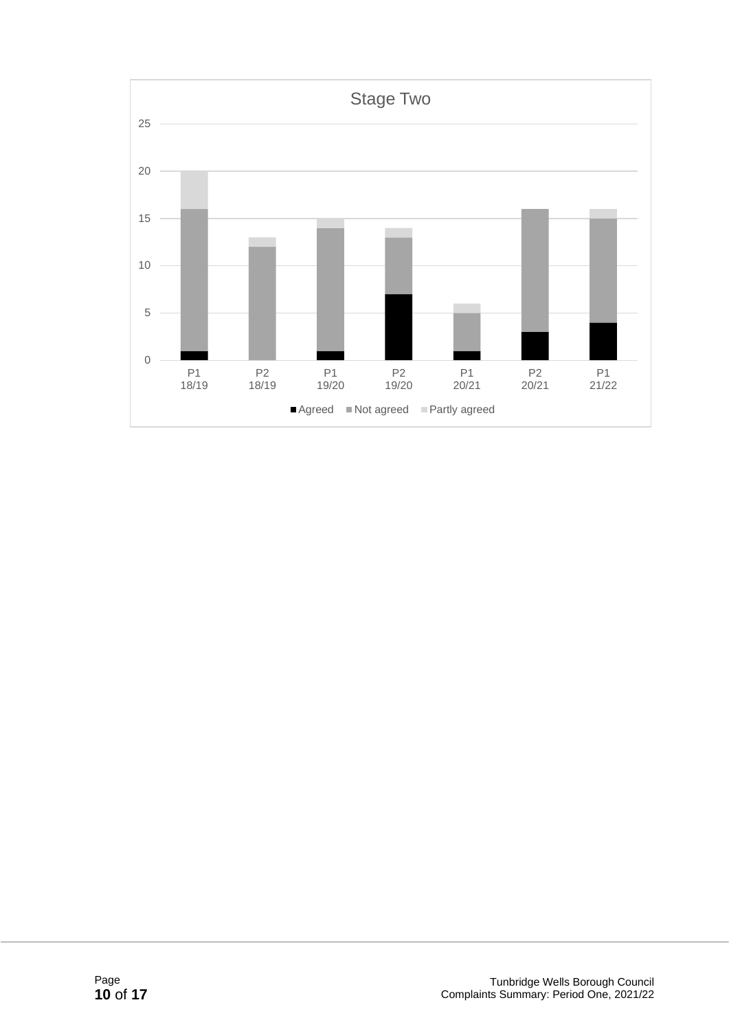**Stage Two**

| Period | Agreed | Not agreed | Partly agreed |
|---|---|---|---|
| P1 18/19 | 1 | 15 | 4 |
| P2 18/19 | 0 | 12 | 1 |
| P1 19/20 | 1 | 13 | 1 |
| P2 19/20 | 7 | 6 | 1 |
| P1 20/21 | 1 | 4 | 1 |
| P2 20/21 | 3 | 13 | 0 |
| P1 21/22 | 4 | 11 | 1 |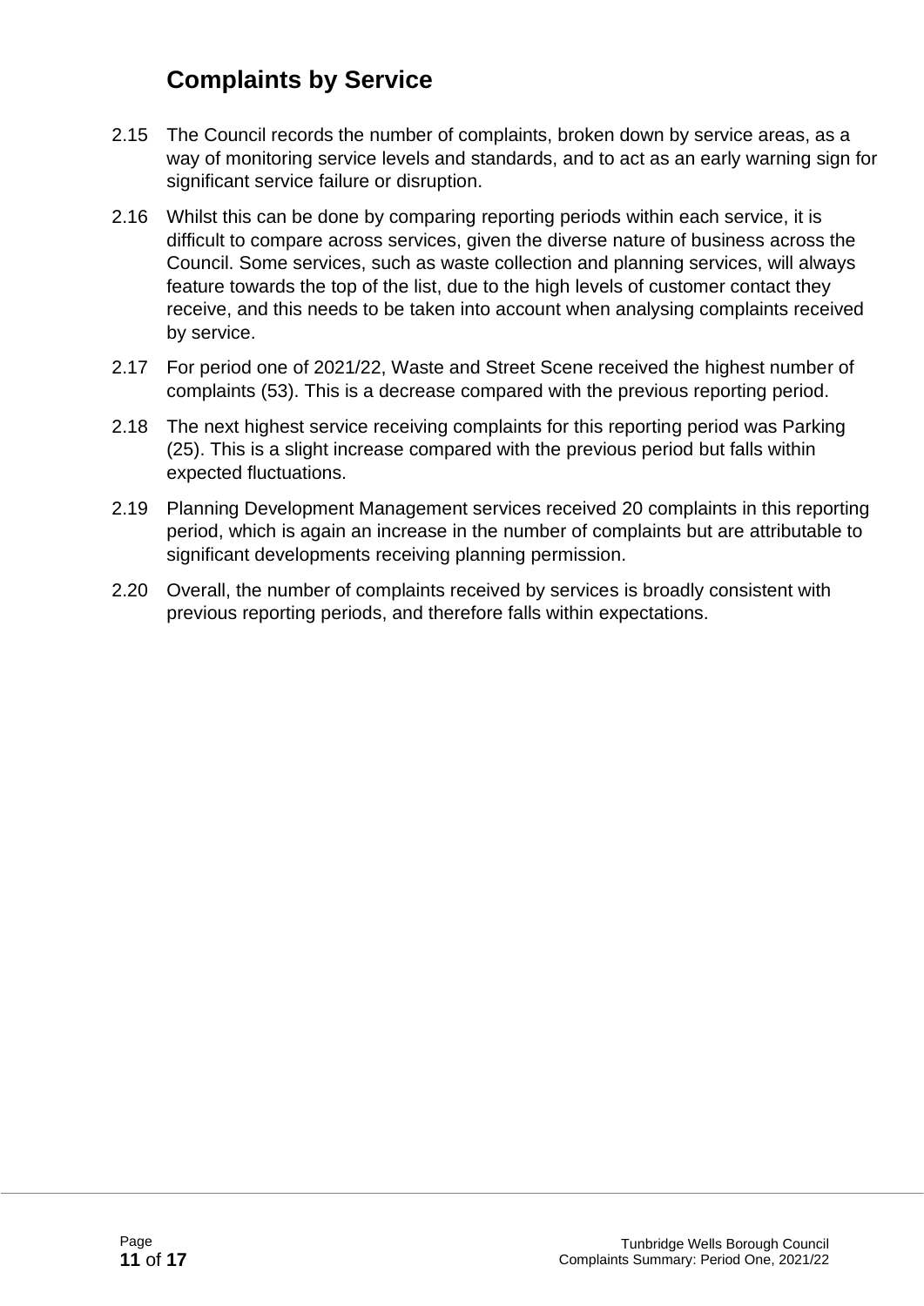## Complaints by Service

2.15 The Council records the number of complaints, broken down by service areas, as a way of monitoring service levels and standards, and to act as an early warning sign for significant service failure or disruption.

2.16 Whilst this can be done by comparing reporting periods within each service, it is difficult to compare across services, given the diverse nature of business across the Council. Some services, such as waste collection and planning services, will always feature towards the top of the list, due to the high levels of customer contact they receive, and this needs to be taken into account when analysing complaints received by service.

2.17 For period one of 2021/22, Waste and Street Scene received the highest number of complaints (53). This is a decrease compared with the previous reporting period.

2.18 The next highest service receiving complaints for this reporting period was Parking (25). This is a slight increase compared with the previous period but falls within expected fluctuations.

2.19 Planning Development Management services received 20 complaints in this reporting period, which is again an increase in the number of complaints but are attributable to significant developments receiving planning permission.

2.20 Overall, the number of complaints received by services is broadly consistent with previous reporting periods, and therefore falls within expectations.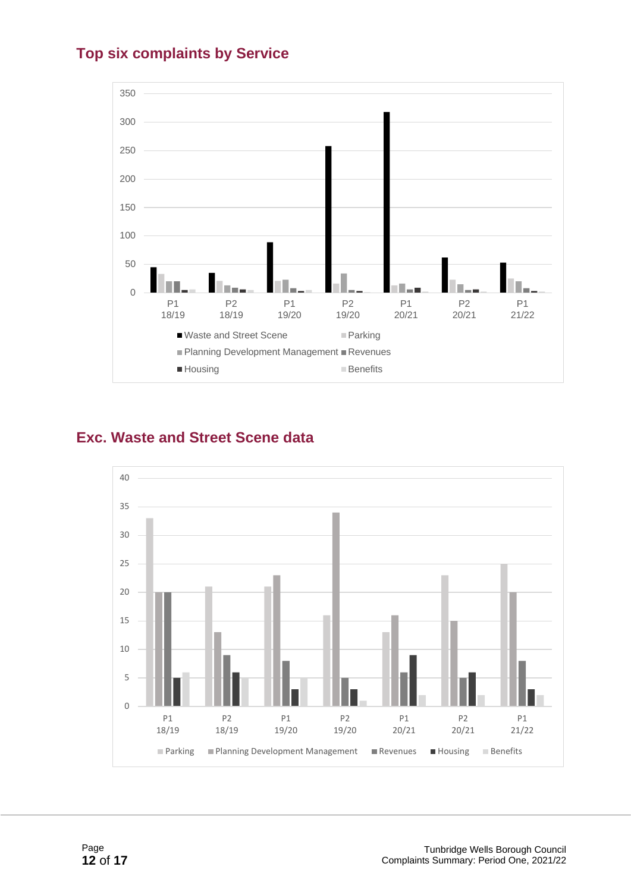## Top six complaints by Service

## Exc. Waste and Street Scene data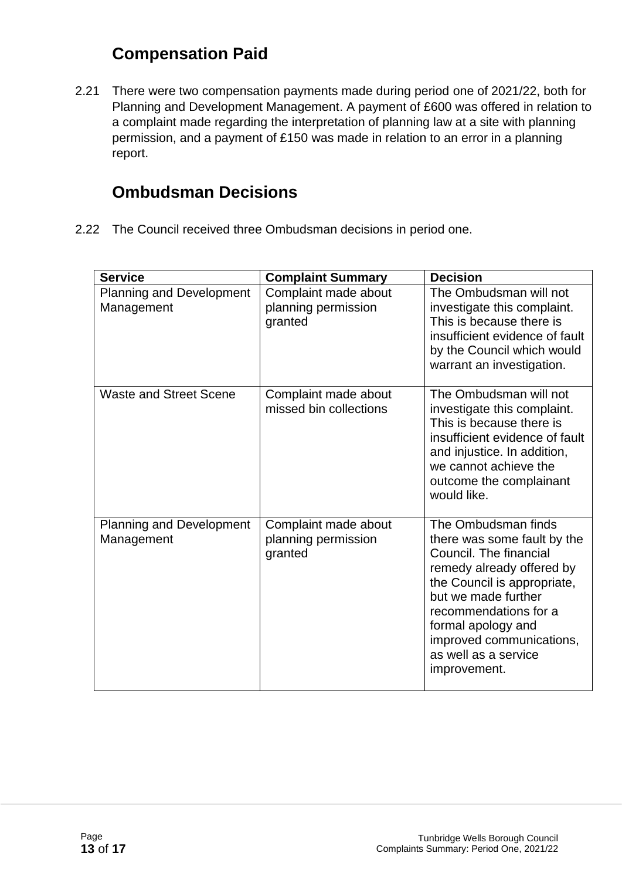## Compensation Paid

2.21 There were two compensation payments made during period one of 2021/22, both for Planning and Development Management. A payment of £600 was offered in relation to a complaint made regarding the interpretation of planning law at a site with planning permission, and a payment of £150 was made in relation to an error in a planning report.

## Ombudsman Decisions

2.22 The Council received three Ombudsman decisions in period one.

| Service | Complaint Summary | Decision |
| --- | --- | --- |
| Planning and Development Management | Complaint made about planning permission granted | The Ombudsman will not investigate this complaint. This is because there is insufficient evidence of fault by the Council which would warrant an investigation. |
| Waste and Street Scene | Complaint made about missed bin collections | The Ombudsman will not investigate this complaint. This is because there is insufficient evidence of fault and injustice. In addition, we cannot achieve the outcome the complainant would like. |
| Planning and Development Management | Complaint made about planning permission granted | The Ombudsman finds there was some fault by the Council. The financial remedy already offered by the Council is appropriate, but we made further recommendations for a formal apology and improved communications, as well as a service improvement. |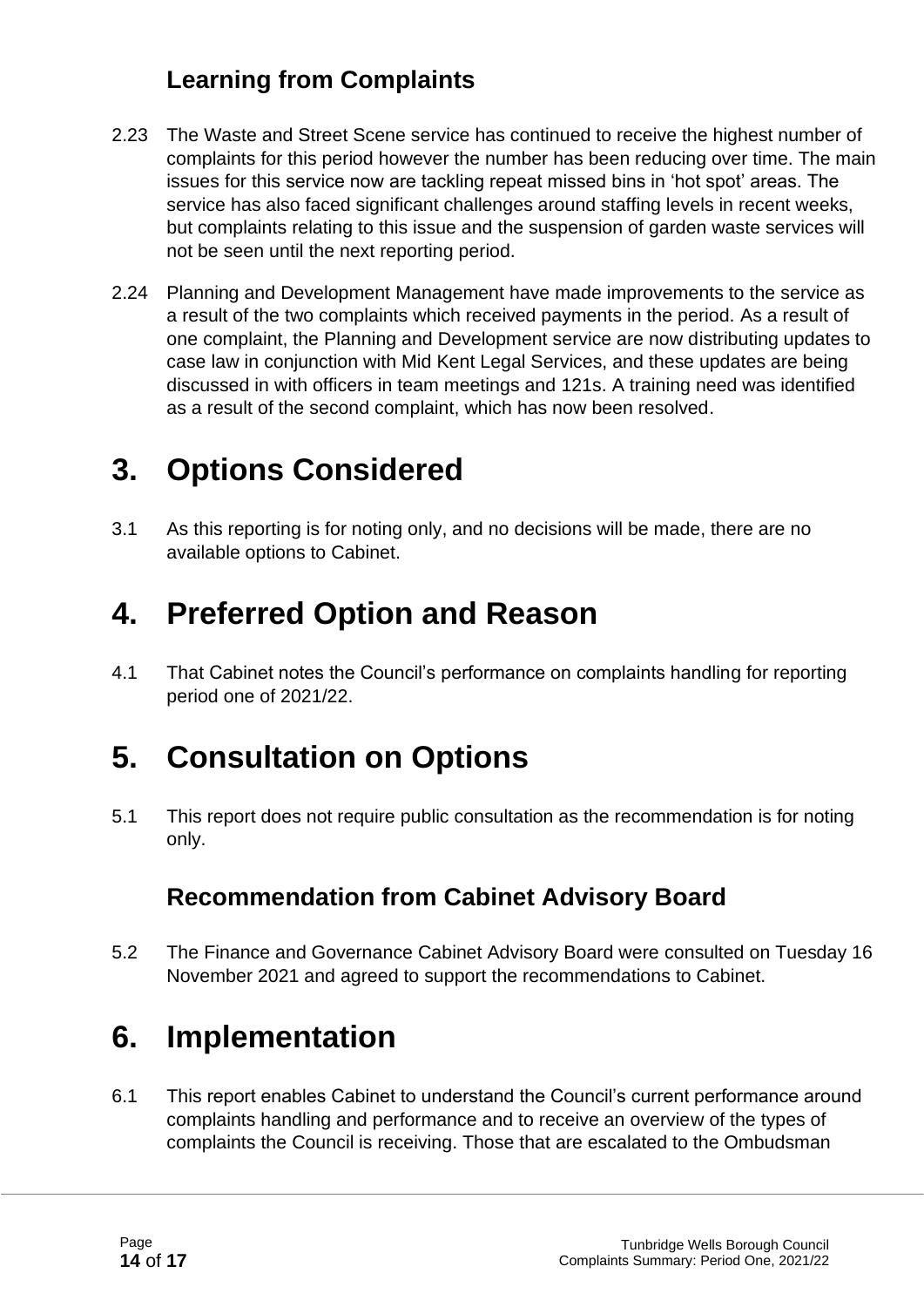### Learning from Complaints

2.23 The Waste and Street Scene service has continued to receive the highest number of complaints for this period however the number has been reducing over time. The main issues for this service now are tackling repeat missed bins in 'hot spot' areas. The service has also faced significant challenges around staffing levels in recent weeks, but complaints relating to this issue and the suspension of garden waste services will not be seen until the next reporting period.

2.24 Planning and Development Management have made improvements to the service as a result of the two complaints which received payments in the period. As a result of one complaint, the Planning and Development service are now distributing updates to case law in conjunction with Mid Kent Legal Services, and these updates are being discussed in with officers in team meetings and 121s. A training need was identified as a result of the second complaint, which has now been resolved.

# 3. Options Considered

3.1 As this reporting is for noting only, and no decisions will be made, there are no available options to Cabinet.

# 4. Preferred Option and Reason

4.1 That Cabinet notes the Council's performance on complaints handling for reporting period one of 2021/22.

# 5. Consultation on Options

5.1 This report does not require public consultation as the recommendation is for noting only.

### Recommendation from Cabinet Advisory Board

5.2 The Finance and Governance Cabinet Advisory Board were consulted on Tuesday 16 November 2021 and agreed to support the recommendations to Cabinet.

# 6. Implementation

6.1 This report enables Cabinet to understand the Council's current performance around complaints handling and performance and to receive an overview of the types of complaints the Council is receiving. Those that are escalated to the Ombudsman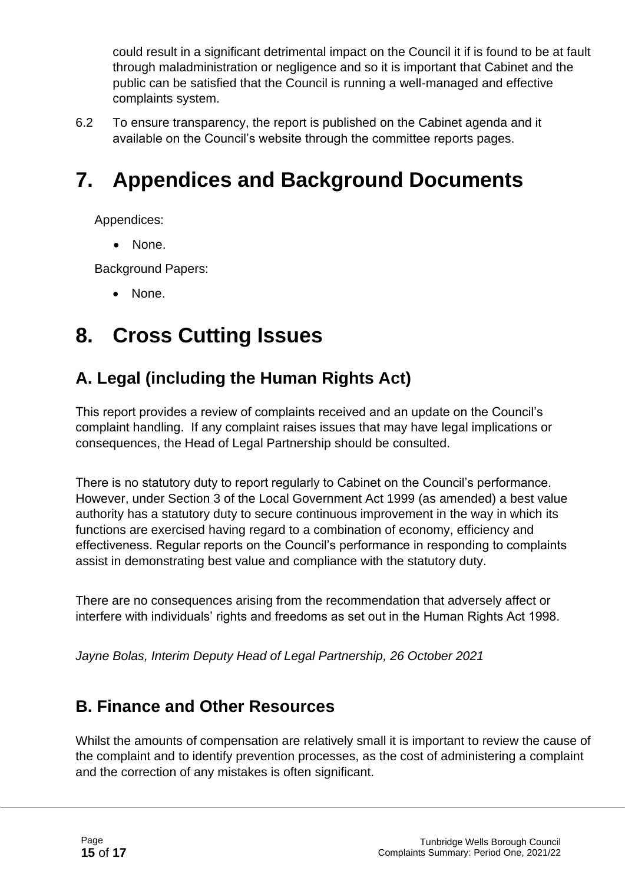could result in a significant detrimental impact on the Council it if is found to be at fault through maladministration or negligence and so it is important that Cabinet and the public can be satisfied that the Council is running a well-managed and effective complaints system.

6.2 To ensure transparency, the report is published on the Cabinet agenda and it available on the Council's website through the committee reports pages.

# 7. Appendices and Background Documents

Appendices:

- None.

Background Papers:

- None.

# 8. Cross Cutting Issues

## A. Legal (including the Human Rights Act)

This report provides a review of complaints received and an update on the Council's complaint handling. If any complaint raises issues that may have legal implications or consequences, the Head of Legal Partnership should be consulted.

There is no statutory duty to report regularly to Cabinet on the Council's performance. However, under Section 3 of the Local Government Act 1999 (as amended) a best value authority has a statutory duty to secure continuous improvement in the way in which its functions are exercised having regard to a combination of economy, efficiency and effectiveness. Regular reports on the Council's performance in responding to complaints assist in demonstrating best value and compliance with the statutory duty.

There are no consequences arising from the recommendation that adversely affect or interfere with individuals' rights and freedoms as set out in the Human Rights Act 1998.

*Jayne Bolas, Interim Deputy Head of Legal Partnership, 26 October 2021*

## B. Finance and Other Resources

Whilst the amounts of compensation are relatively small it is important to review the cause of the complaint and to identify prevention processes, as the cost of administering a complaint and the correction of any mistakes is often significant.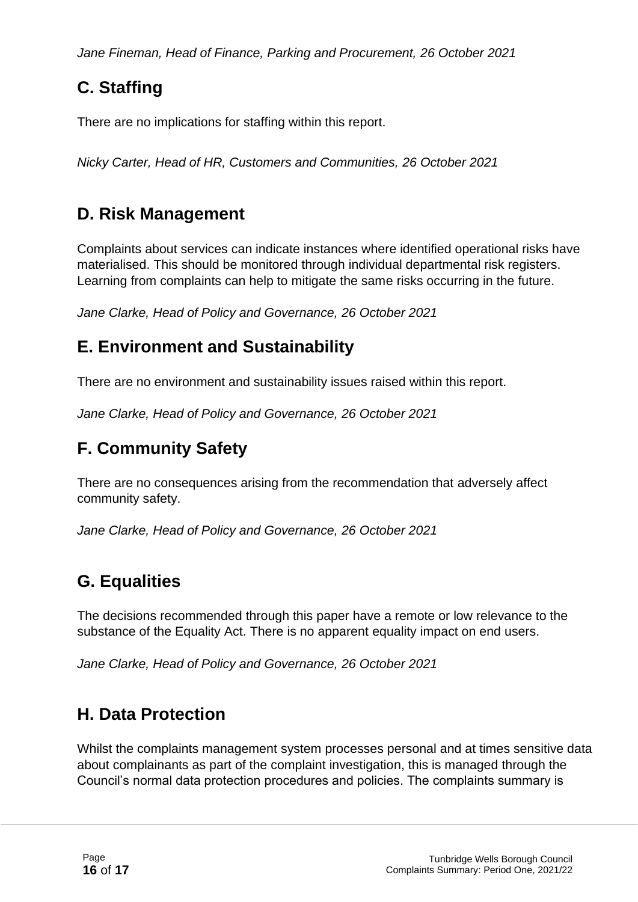*Jane Fineman, Head of Finance, Parking and Procurement, 26 October 2021*

## C. Staffing

There are no implications for staffing within this report.

*Nicky Carter, Head of HR, Customers and Communities, 26 October 2021*

## D. Risk Management

Complaints about services can indicate instances where identified operational risks have materialised. This should be monitored through individual departmental risk registers. Learning from complaints can help to mitigate the same risks occurring in the future.

*Jane Clarke, Head of Policy and Governance, 26 October 2021*

## E. Environment and Sustainability

There are no environment and sustainability issues raised within this report.

*Jane Clarke, Head of Policy and Governance, 26 October 2021*

## F. Community Safety

There are no consequences arising from the recommendation that adversely affect community safety.

*Jane Clarke, Head of Policy and Governance, 26 October 2021*

## G. Equalities

The decisions recommended through this paper have a remote or low relevance to the substance of the Equality Act. There is no apparent equality impact on end users.

*Jane Clarke, Head of Policy and Governance, 26 October 2021*

## H. Data Protection

Whilst the complaints management system processes personal and at times sensitive data about complainants as part of the complaint investigation, this is managed through the Council's normal data protection procedures and policies. The complaints summary is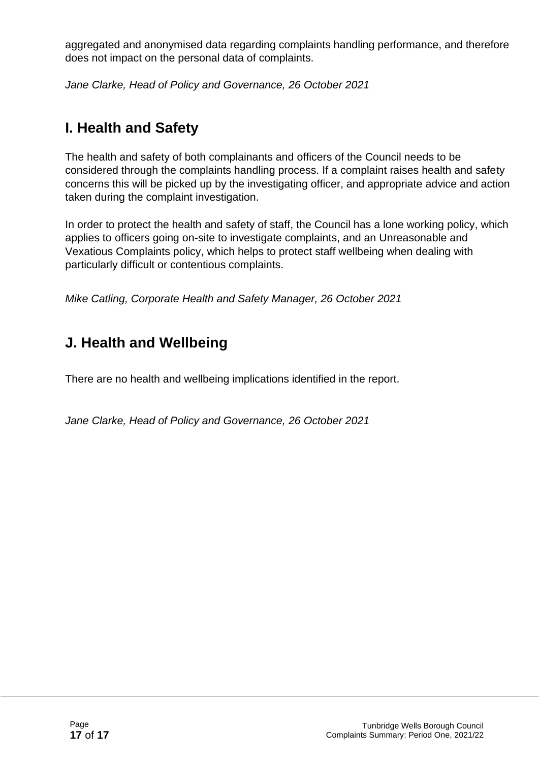aggregated and anonymised data regarding complaints handling performance, and therefore does not impact on the personal data of complaints.

*Jane Clarke, Head of Policy and Governance, 26 October 2021*

## I. Health and Safety

The health and safety of both complainants and officers of the Council needs to be considered through the complaints handling process. If a complaint raises health and safety concerns this will be picked up by the investigating officer, and appropriate advice and action taken during the complaint investigation.

In order to protect the health and safety of staff, the Council has a lone working policy, which applies to officers going on-site to investigate complaints, and an Unreasonable and Vexatious Complaints policy, which helps to protect staff wellbeing when dealing with particularly difficult or contentious complaints.

*Mike Catling, Corporate Health and Safety Manager, 26 October 2021*

## J. Health and Wellbeing

There are no health and wellbeing implications identified in the report.

*Jane Clarke, Head of Policy and Governance, 26 October 2021*